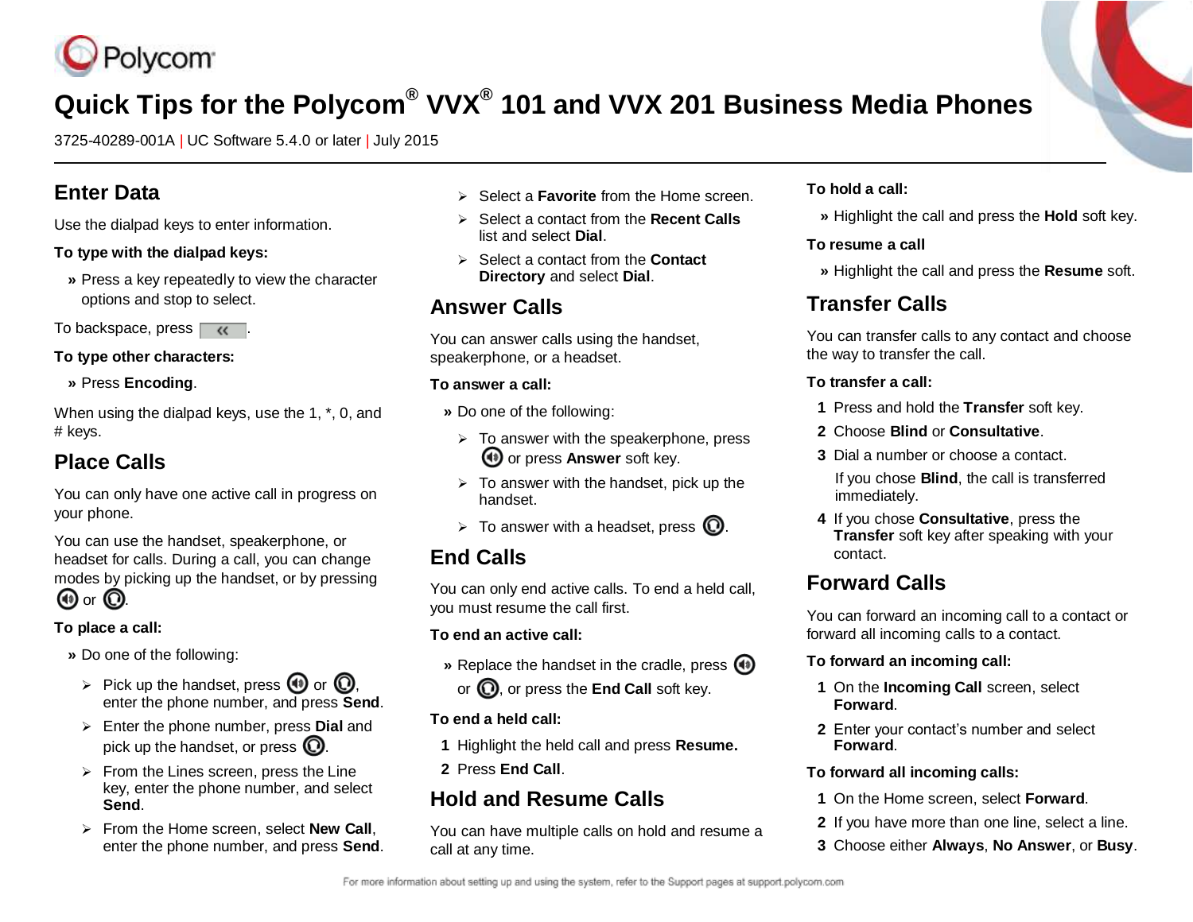# Quick Tips for the Polycom® VVX® 101 and VVX 201 Business Media Phones

3725-40289-001A | UC Software 5.4.0 or later | July 2015

## Enter Data

Use the dialpad keys to enter information.

**To type with the dialpad keys:**

» Press a key repeatedly to view the character options and stop to select.

To backspace, press «.

**To type other characters:**

» Press **Encoding**.

When using the dialpad keys, use the 1, *, 0, and # keys.

## Place Calls

You can only have one active call in progress on your phone.

You can use the handset, speakerphone, or headset for calls. During a call, you can change modes by picking up the handset, or by pressing speakerphone or headset.

**To place a call:**

» Do one of the following:

- Pick up the handset, press speakerphone or headset, enter the phone number, and press **Send**.
- Enter the phone number, press **Dial** and pick up the handset, or press headset.
- From the Lines screen, press the Line key, enter the phone number, and select **Send**.
- From the Home screen, select **New Call**, enter the phone number, and press **Send**.
- Select a **Favorite** from the Home screen.
- Select a contact from the **Recent Calls** list and select **Dial**.
- Select a contact from the **Contact Directory** and select **Dial**.

## Answer Calls

You can answer calls using the handset, speakerphone, or a headset.

**To answer a call:**

» Do one of the following:

- To answer with the speakerphone, press speakerphone or press **Answer** soft key.
- To answer with the handset, pick up the handset.
- To answer with a headset, press headset.

## End Calls

You can only end active calls. To end a held call, you must resume the call first.

**To end an active call:**

» Replace the handset in the cradle, press speakerphone or headset, or press the **End Call** soft key.

**To end a held call:**

1. Highlight the held call and press **Resume.**
2. Press **End Call**.

## Hold and Resume Calls

You can have multiple calls on hold and resume a call at any time.

**To hold a call:**

» Highlight the call and press the **Hold** soft key.

**To resume a call**

» Highlight the call and press the **Resume** soft.

## Transfer Calls

You can transfer calls to any contact and choose the way to transfer the call.

**To transfer a call:**

1. Press and hold the **Transfer** soft key.
2. Choose **Blind** or **Consultative**.
3. Dial a number or choose a contact.

   If you chose **Blind**, the call is transferred immediately.
4. If you chose **Consultative**, press the **Transfer** soft key after speaking with your contact.

## Forward Calls

You can forward an incoming call to a contact or forward all incoming calls to a contact.

**To forward an incoming call:**

1. On the **Incoming Call** screen, select **Forward**.
2. Enter your contact's number and select **Forward**.

**To forward all incoming calls:**

1. On the Home screen, select **Forward**.
2. If you have more than one line, select a line.
3. Choose either **Always**, **No Answer**, or **Busy**.

For more information about setting up and using the system, refer to the Support pages at support.polycom.com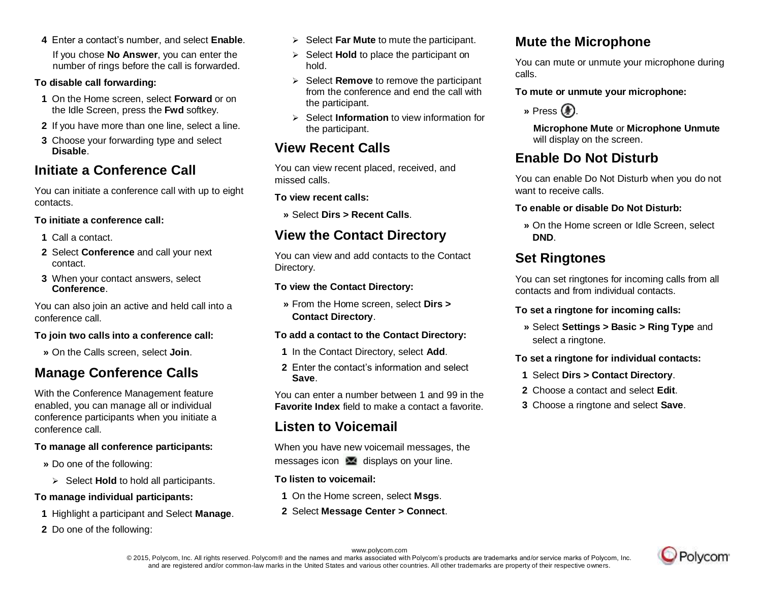4. Enter a contact's number, and select **Enable**.

   If you chose **No Answer**, you can enter the number of rings before the call is forwarded.

**To disable call forwarding:**

1. On the Home screen, select **Forward** or on the Idle Screen, press the **Fwd** softkey.
2. If you have more than one line, select a line.
3. Choose your forwarding type and select **Disable**.

## Initiate a Conference Call

You can initiate a conference call with up to eight contacts.

**To initiate a conference call:**

1. Call a contact.
2. Select **Conference** and call your next contact.
3. When your contact answers, select **Conference**.

You can also join an active and held call into a conference call.

**To join two calls into a conference call:**

» On the Calls screen, select **Join**.

## Manage Conference Calls

With the Conference Management feature enabled, you can manage all or individual conference participants when you initiate a conference call.

**To manage all conference participants:**

» Do one of the following:

- Select **Hold** to hold all participants.

**To manage individual participants:**

1. Highlight a participant and Select **Manage**.
2. Do one of the following:

- Select **Far Mute** to mute the participant.
- Select **Hold** to place the participant on hold.
- Select **Remove** to remove the participant from the conference and end the call with the participant.
- Select **Information** to view information for the participant.

## View Recent Calls

You can view recent placed, received, and missed calls.

**To view recent calls:**

» Select **Dirs > Recent Calls**.

## View the Contact Directory

You can view and add contacts to the Contact Directory.

**To view the Contact Directory:**

» From the Home screen, select **Dirs > Contact Directory**.

**To add a contact to the Contact Directory:**

1. In the Contact Directory, select **Add**.
2. Enter the contact's information and select **Save**.

You can enter a number between 1 and 99 in the **Favorite Index** field to make a contact a favorite.

## Listen to Voicemail

When you have new voicemail messages, the messages icon displays on your line.

**To listen to voicemail:**

1. On the Home screen, select **Msgs**.
2. Select **Message Center > Connect**.

## Mute the Microphone

You can mute or unmute your microphone during calls.

**To mute or unmute your microphone:**

» Press .

**Microphone Mute** or **Microphone Unmute** will display on the screen.

## Enable Do Not Disturb

You can enable Do Not Disturb when you do not want to receive calls.

**To enable or disable Do Not Disturb:**

» On the Home screen or Idle Screen, select **DND**.

## Set Ringtones

You can set ringtones for incoming calls from all contacts and from individual contacts.

**To set a ringtone for incoming calls:**

» Select **Settings > Basic > Ring Type** and select a ringtone.

**To set a ringtone for individual contacts:**

1. Select **Dirs > Contact Directory**.
2. Choose a contact and select **Edit**.
3. Choose a ringtone and select **Save**.

www.polycom.com
© 2015, Polycom, Inc. All rights reserved. Polycom® and the names and marks associated with Polycom's products are trademarks and/or service marks of Polycom, Inc. and are registered and/or common-law marks in the United States and various other countries. All other trademarks are property of their respective owners.